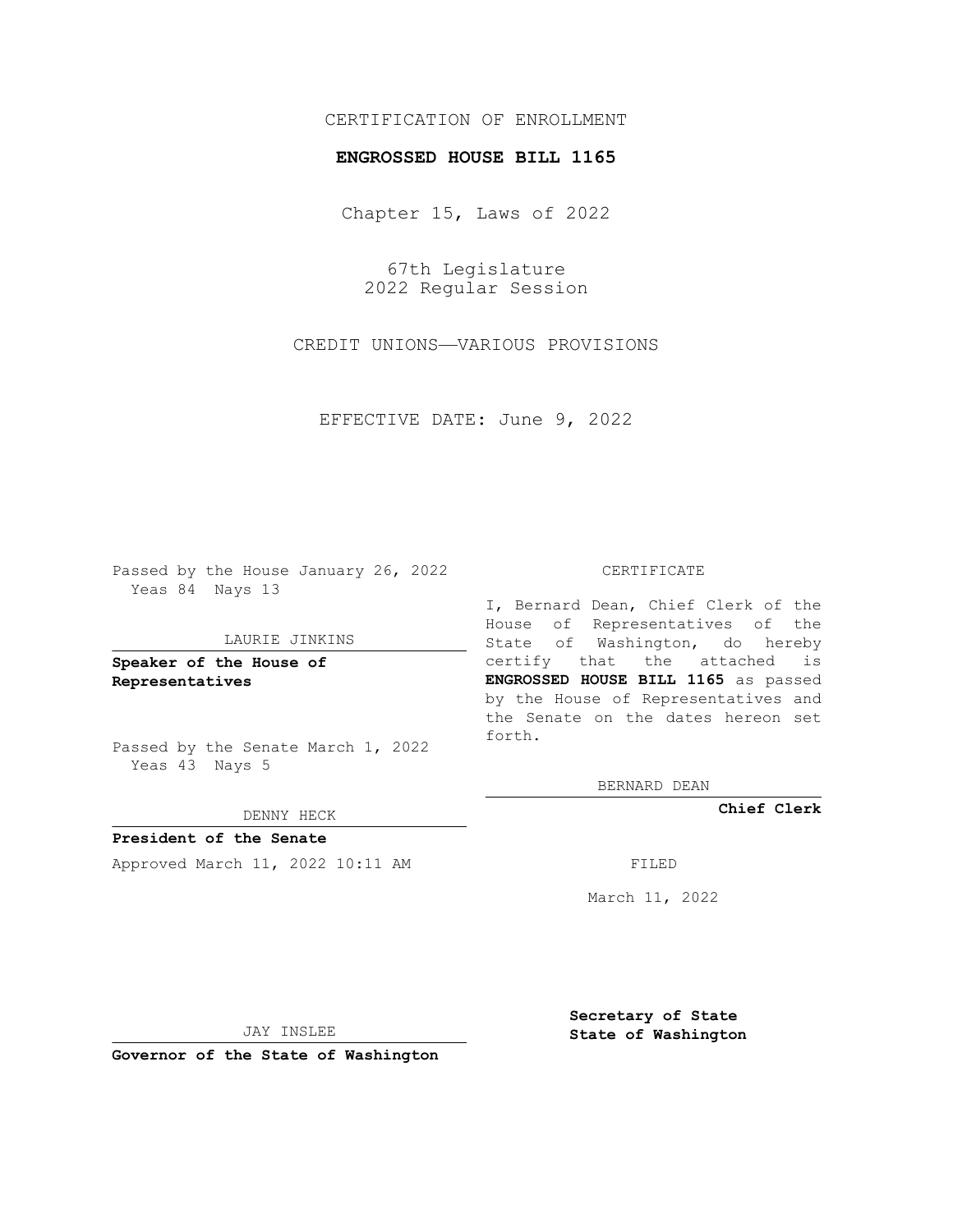CERTIFICATION OF ENROLLMENT

**ENGROSSED HOUSE BILL 1165**

Chapter 15, Laws of 2022

67th Legislature
2022 Regular Session

CREDIT UNIONS—VARIOUS PROVISIONS

EFFECTIVE DATE: June 9, 2022

Passed by the House January 26, 2022
Yeas 84 Nays 13

LAURIE JINKINS

**Speaker of the House of Representatives**

Passed by the Senate March 1, 2022
Yeas 43 Nays 5

DENNY HECK

**President of the Senate**

Approved March 11, 2022 10:11 AM

JAY INSLEE

**Governor of the State of Washington**

CERTIFICATE

I, Bernard Dean, Chief Clerk of the House of Representatives of the State of Washington, do hereby certify that the attached is **ENGROSSED HOUSE BILL 1165** as passed by the House of Representatives and the Senate on the dates hereon set forth.

BERNARD DEAN

**Chief Clerk**

FILED

March 11, 2022

**Secretary of State State of Washington**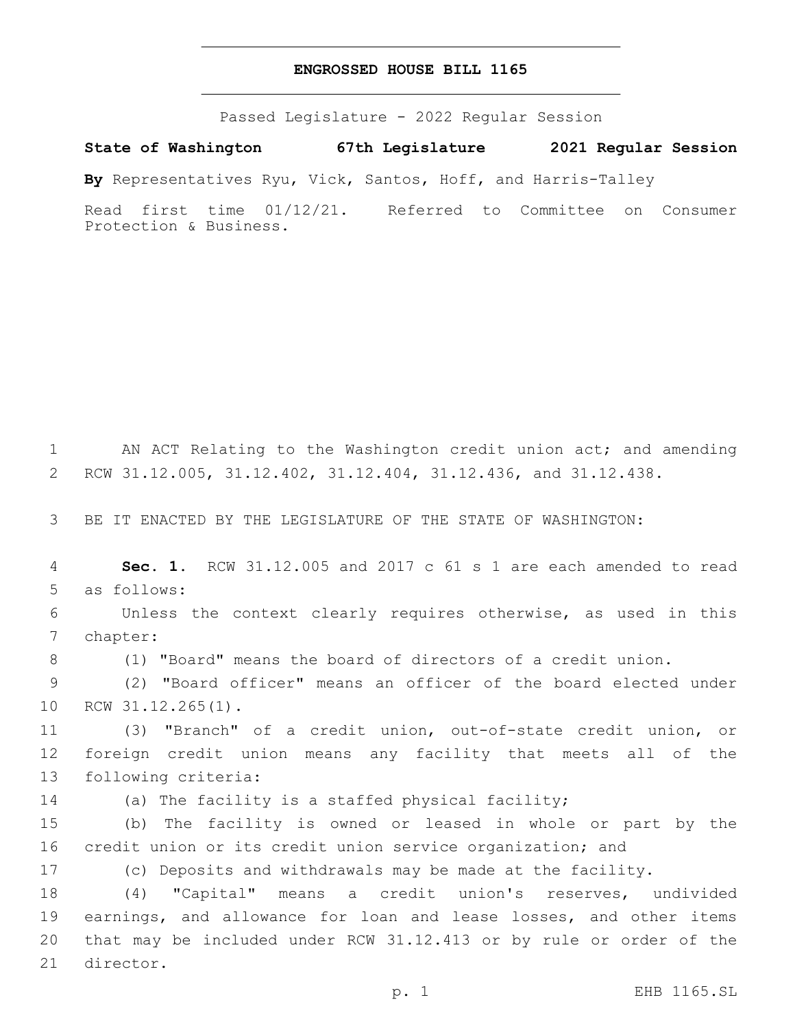# ENGROSSED HOUSE BILL 1165

Passed Legislature - 2022 Regular Session

**State of Washington 67th Legislature 2021 Regular Session**

**By** Representatives Ryu, Vick, Santos, Hoff, and Harris-Talley

Read first time 01/12/21. Referred to Committee on Consumer Protection & Business.

AN ACT Relating to the Washington credit union act; and amending RCW 31.12.005, 31.12.402, 31.12.404, 31.12.436, and 31.12.438.

BE IT ENACTED BY THE LEGISLATURE OF THE STATE OF WASHINGTON:

**Sec. 1.** RCW 31.12.005 and 2017 c 61 s 1 are each amended to read as follows:

Unless the context clearly requires otherwise, as used in this chapter:

(1) "Board" means the board of directors of a credit union.

(2) "Board officer" means an officer of the board elected under RCW 31.12.265(1).

(3) "Branch" of a credit union, out-of-state credit union, or foreign credit union means any facility that meets all of the following criteria:

(a) The facility is a staffed physical facility;

(b) The facility is owned or leased in whole or part by the credit union or its credit union service organization; and

(c) Deposits and withdrawals may be made at the facility.

(4) "Capital" means a credit union's reserves, undivided earnings, and allowance for loan and lease losses, and other items that may be included under RCW 31.12.413 or by rule or order of the director.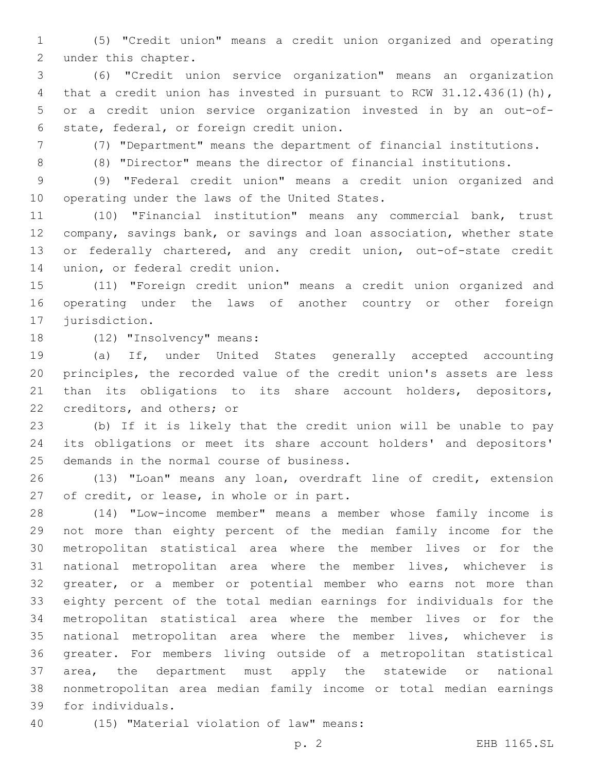(5) "Credit union" means a credit union organized and operating under this chapter.

(6) "Credit union service organization" means an organization that a credit union has invested in pursuant to RCW 31.12.436(1)(h), or a credit union service organization invested in by an out-of-state, federal, or foreign credit union.

(7) "Department" means the department of financial institutions.

(8) "Director" means the director of financial institutions.

(9) "Federal credit union" means a credit union organized and operating under the laws of the United States.

(10) "Financial institution" means any commercial bank, trust company, savings bank, or savings and loan association, whether state or federally chartered, and any credit union, out-of-state credit union, or federal credit union.

(11) "Foreign credit union" means a credit union organized and operating under the laws of another country or other foreign jurisdiction.

(12) "Insolvency" means:

(a) If, under United States generally accepted accounting principles, the recorded value of the credit union's assets are less than its obligations to its share account holders, depositors, creditors, and others; or

(b) If it is likely that the credit union will be unable to pay its obligations or meet its share account holders' and depositors' demands in the normal course of business.

(13) "Loan" means any loan, overdraft line of credit, extension of credit, or lease, in whole or in part.

(14) "Low-income member" means a member whose family income is not more than eighty percent of the median family income for the metropolitan statistical area where the member lives or for the national metropolitan area where the member lives, whichever is greater, or a member or potential member who earns not more than eighty percent of the total median earnings for individuals for the metropolitan statistical area where the member lives or for the national metropolitan area where the member lives, whichever is greater. For members living outside of a metropolitan statistical area, the department must apply the statewide or national nonmetropolitan area median family income or total median earnings for individuals.

(15) "Material violation of law" means: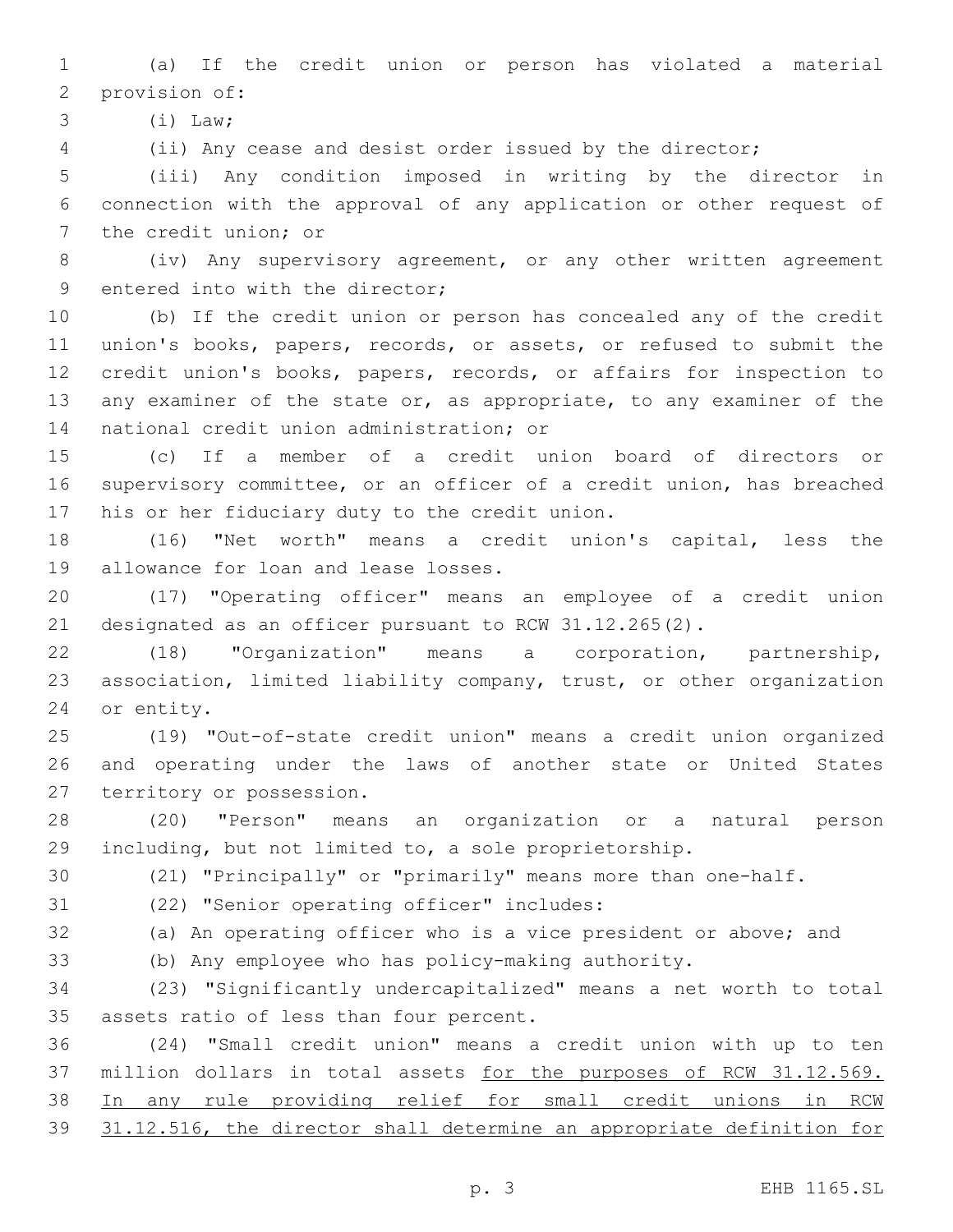(a) If the credit union or person has violated a material provision of:

(i) Law;

(ii) Any cease and desist order issued by the director;

(iii) Any condition imposed in writing by the director in connection with the approval of any application or other request of the credit union; or

(iv) Any supervisory agreement, or any other written agreement entered into with the director;

(b) If the credit union or person has concealed any of the credit union's books, papers, records, or assets, or refused to submit the credit union's books, papers, records, or affairs for inspection to any examiner of the state or, as appropriate, to any examiner of the national credit union administration; or

(c) If a member of a credit union board of directors or supervisory committee, or an officer of a credit union, has breached his or her fiduciary duty to the credit union.

(16) "Net worth" means a credit union's capital, less the allowance for loan and lease losses.

(17) "Operating officer" means an employee of a credit union designated as an officer pursuant to RCW 31.12.265(2).

(18) "Organization" means a corporation, partnership, association, limited liability company, trust, or other organization or entity.

(19) "Out-of-state credit union" means a credit union organized and operating under the laws of another state or United States territory or possession.

(20) "Person" means an organization or a natural person including, but not limited to, a sole proprietorship.

(21) "Principally" or "primarily" means more than one-half.

(22) "Senior operating officer" includes:

(a) An operating officer who is a vice president or above; and

(b) Any employee who has policy-making authority.

(23) "Significantly undercapitalized" means a net worth to total assets ratio of less than four percent.

(24) "Small credit union" means a credit union with up to ten million dollars in total assets <u>for the purposes of RCW 31.12.569. In any rule providing relief for small credit unions in RCW 31.12.516, the director shall determine an appropriate definition for</u>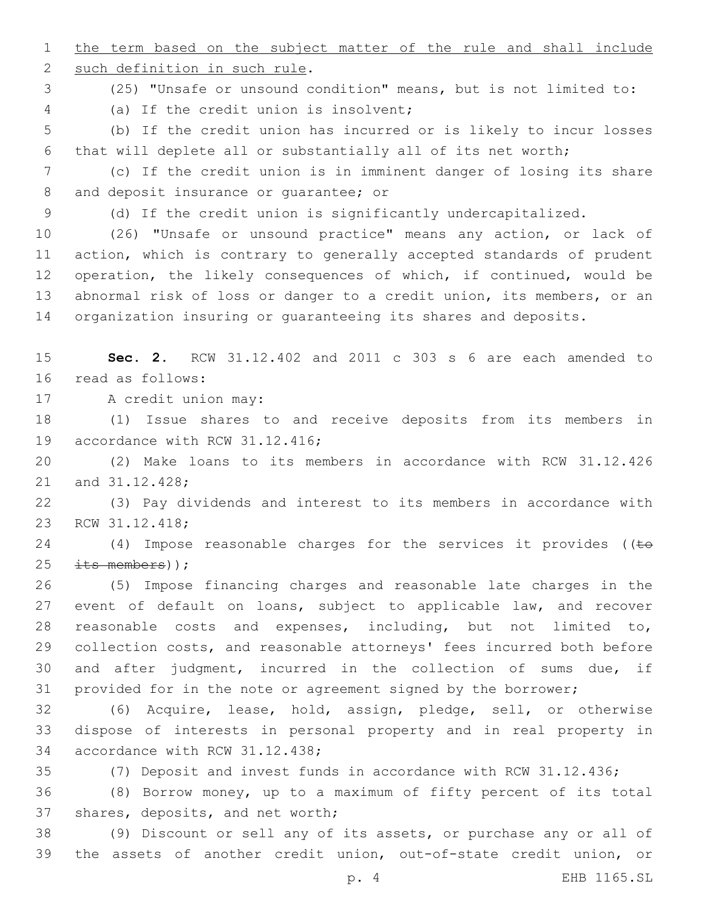the term based on the subject matter of the rule and shall include such definition in such rule.

(25) "Unsafe or unsound condition" means, but is not limited to:

(a) If the credit union is insolvent;

(b) If the credit union has incurred or is likely to incur losses that will deplete all or substantially all of its net worth;

(c) If the credit union is in imminent danger of losing its share and deposit insurance or guarantee; or

(d) If the credit union is significantly undercapitalized.

(26) "Unsafe or unsound practice" means any action, or lack of action, which is contrary to generally accepted standards of prudent operation, the likely consequences of which, if continued, would be abnormal risk of loss or danger to a credit union, its members, or an organization insuring or guaranteeing its shares and deposits.

**Sec. 2.** RCW 31.12.402 and 2011 c 303 s 6 are each amended to read as follows:

A credit union may:

(1) Issue shares to and receive deposits from its members in accordance with RCW 31.12.416;

(2) Make loans to its members in accordance with RCW 31.12.426 and 31.12.428;

(3) Pay dividends and interest to its members in accordance with RCW 31.12.418;

(4) Impose reasonable charges for the services it provides ((~~to its members~~));

(5) Impose financing charges and reasonable late charges in the event of default on loans, subject to applicable law, and recover reasonable costs and expenses, including, but not limited to, collection costs, and reasonable attorneys' fees incurred both before and after judgment, incurred in the collection of sums due, if provided for in the note or agreement signed by the borrower;

(6) Acquire, lease, hold, assign, pledge, sell, or otherwise dispose of interests in personal property and in real property in accordance with RCW 31.12.438;

(7) Deposit and invest funds in accordance with RCW 31.12.436;

(8) Borrow money, up to a maximum of fifty percent of its total shares, deposits, and net worth;

(9) Discount or sell any of its assets, or purchase any or all of the assets of another credit union, out-of-state credit union, or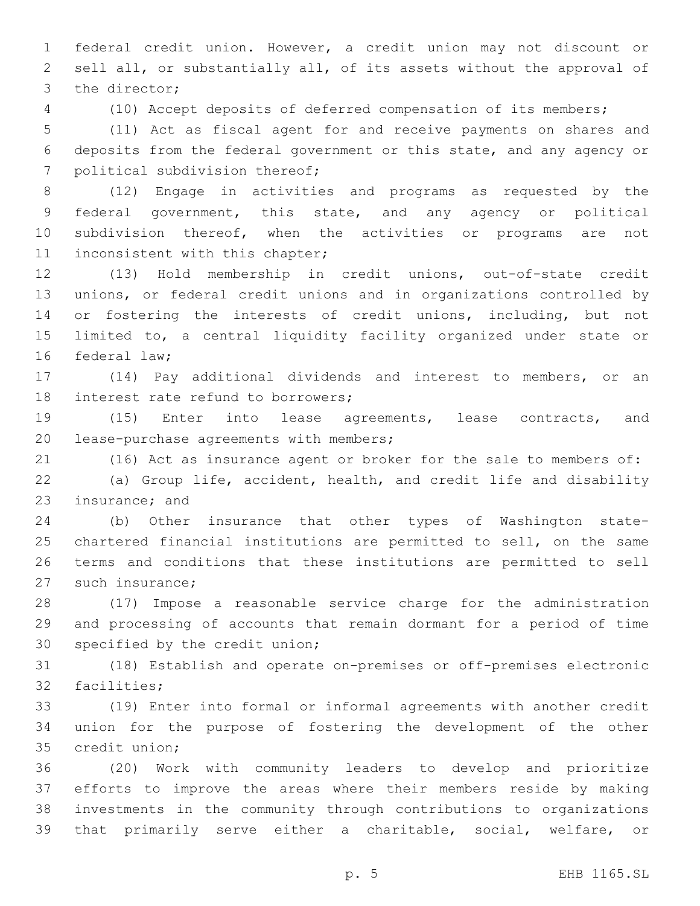federal credit union. However, a credit union may not discount or sell all, or substantially all, of its assets without the approval of the director;

(10) Accept deposits of deferred compensation of its members;

(11) Act as fiscal agent for and receive payments on shares and deposits from the federal government or this state, and any agency or political subdivision thereof;

(12) Engage in activities and programs as requested by the federal government, this state, and any agency or political subdivision thereof, when the activities or programs are not inconsistent with this chapter;

(13) Hold membership in credit unions, out-of-state credit unions, or federal credit unions and in organizations controlled by or fostering the interests of credit unions, including, but not limited to, a central liquidity facility organized under state or federal law;

(14) Pay additional dividends and interest to members, or an interest rate refund to borrowers;

(15) Enter into lease agreements, lease contracts, and lease-purchase agreements with members;

(16) Act as insurance agent or broker for the sale to members of:

(a) Group life, accident, health, and credit life and disability insurance; and

(b) Other insurance that other types of Washington state-chartered financial institutions are permitted to sell, on the same terms and conditions that these institutions are permitted to sell such insurance;

(17) Impose a reasonable service charge for the administration and processing of accounts that remain dormant for a period of time specified by the credit union;

(18) Establish and operate on-premises or off-premises electronic facilities;

(19) Enter into formal or informal agreements with another credit union for the purpose of fostering the development of the other credit union;

(20) Work with community leaders to develop and prioritize efforts to improve the areas where their members reside by making investments in the community through contributions to organizations that primarily serve either a charitable, social, welfare, or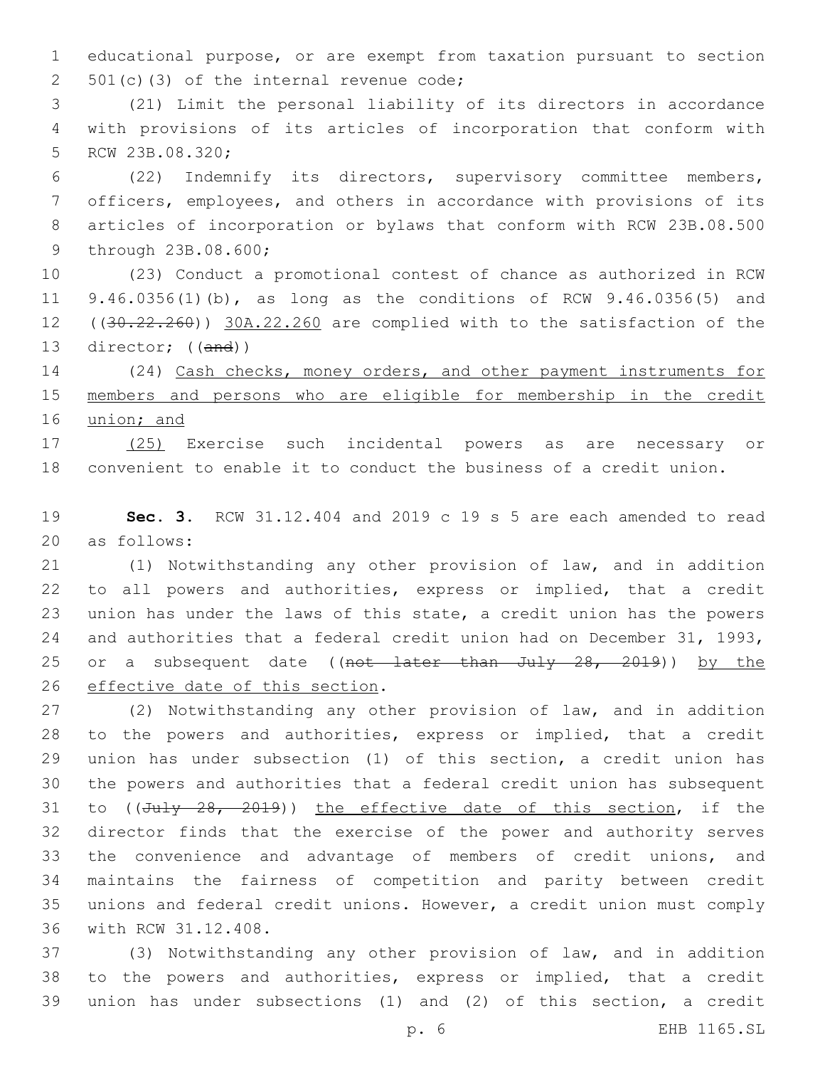educational purpose, or are exempt from taxation pursuant to section 501(c)(3) of the internal revenue code;

(21) Limit the personal liability of its directors in accordance with provisions of its articles of incorporation that conform with RCW 23B.08.320;

(22) Indemnify its directors, supervisory committee members, officers, employees, and others in accordance with provisions of its articles of incorporation or bylaws that conform with RCW 23B.08.500 through 23B.08.600;

(23) Conduct a promotional contest of chance as authorized in RCW 9.46.0356(1)(b), as long as the conditions of RCW 9.46.0356(5) and ((~~30.22.260~~)) <u>30A.22.260</u> are complied with to the satisfaction of the director; ((~~and~~))

(24) <u>Cash checks, money orders, and other payment instruments for members and persons who are eligible for membership in the credit union; and</u>

<u>(25)</u> Exercise such incidental powers as are necessary or convenient to enable it to conduct the business of a credit union.

**Sec. 3.** RCW 31.12.404 and 2019 c 19 s 5 are each amended to read as follows:

(1) Notwithstanding any other provision of law, and in addition to all powers and authorities, express or implied, that a credit union has under the laws of this state, a credit union has the powers and authorities that a federal credit union had on December 31, 1993, or a subsequent date ((~~not later than July 28, 2019~~)) <u>by the effective date of this section</u>.

(2) Notwithstanding any other provision of law, and in addition to the powers and authorities, express or implied, that a credit union has under subsection (1) of this section, a credit union has the powers and authorities that a federal credit union has subsequent to ((~~July 28, 2019~~)) <u>the effective date of this section</u>, if the director finds that the exercise of the power and authority serves the convenience and advantage of members of credit unions, and maintains the fairness of competition and parity between credit unions and federal credit unions. However, a credit union must comply with RCW 31.12.408.

(3) Notwithstanding any other provision of law, and in addition to the powers and authorities, express or implied, that a credit union has under subsections (1) and (2) of this section, a credit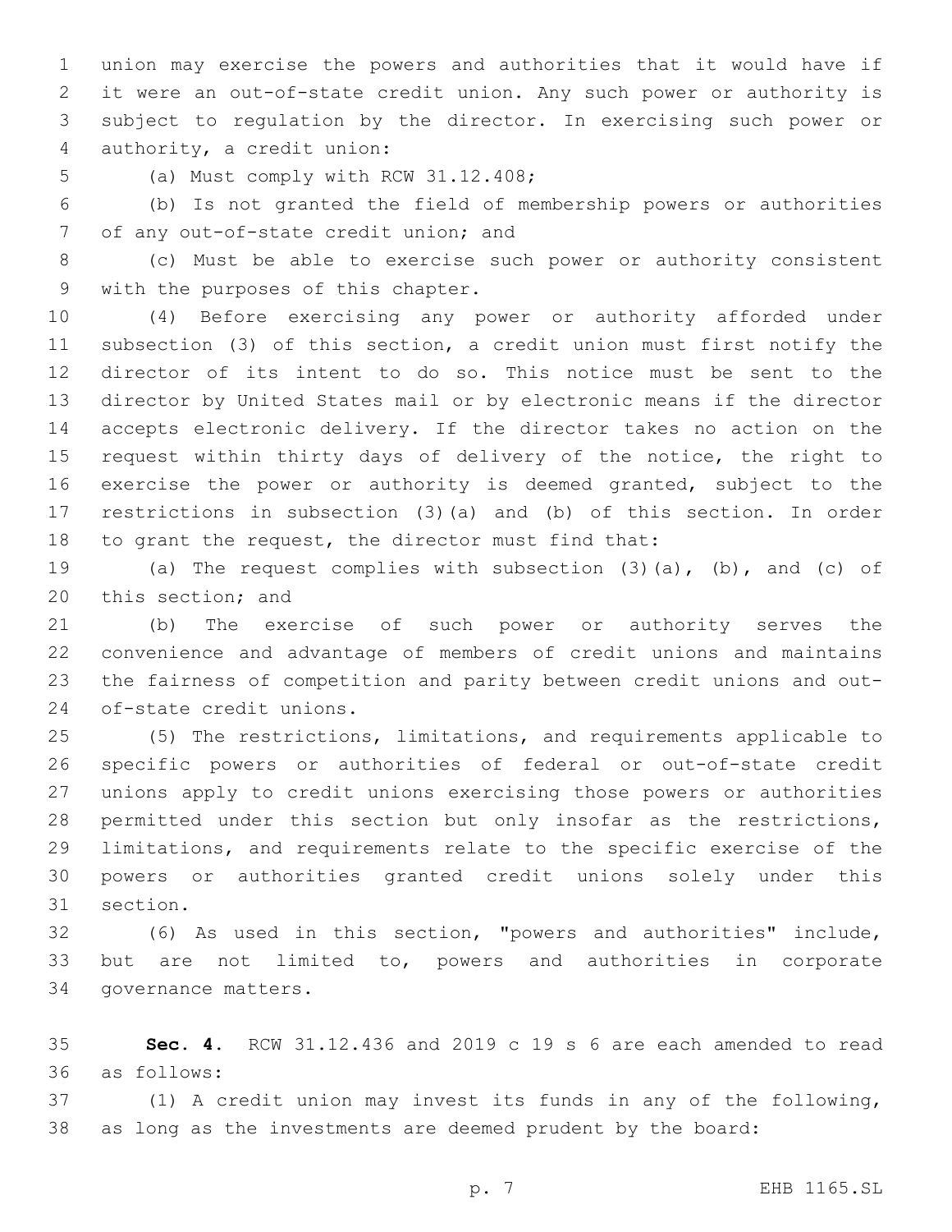union may exercise the powers and authorities that it would have if it were an out-of-state credit union. Any such power or authority is subject to regulation by the director. In exercising such power or authority, a credit union:

(a) Must comply with RCW 31.12.408;

(b) Is not granted the field of membership powers or authorities of any out-of-state credit union; and

(c) Must be able to exercise such power or authority consistent with the purposes of this chapter.

(4) Before exercising any power or authority afforded under subsection (3) of this section, a credit union must first notify the director of its intent to do so. This notice must be sent to the director by United States mail or by electronic means if the director accepts electronic delivery. If the director takes no action on the request within thirty days of delivery of the notice, the right to exercise the power or authority is deemed granted, subject to the restrictions in subsection (3)(a) and (b) of this section. In order to grant the request, the director must find that:

(a) The request complies with subsection (3)(a), (b), and (c) of this section; and

(b) The exercise of such power or authority serves the convenience and advantage of members of credit unions and maintains the fairness of competition and parity between credit unions and out-of-state credit unions.

(5) The restrictions, limitations, and requirements applicable to specific powers or authorities of federal or out-of-state credit unions apply to credit unions exercising those powers or authorities permitted under this section but only insofar as the restrictions, limitations, and requirements relate to the specific exercise of the powers or authorities granted credit unions solely under this section.

(6) As used in this section, "powers and authorities" include, but are not limited to, powers and authorities in corporate governance matters.

**Sec. 4.** RCW 31.12.436 and 2019 c 19 s 6 are each amended to read as follows:

(1) A credit union may invest its funds in any of the following, as long as the investments are deemed prudent by the board: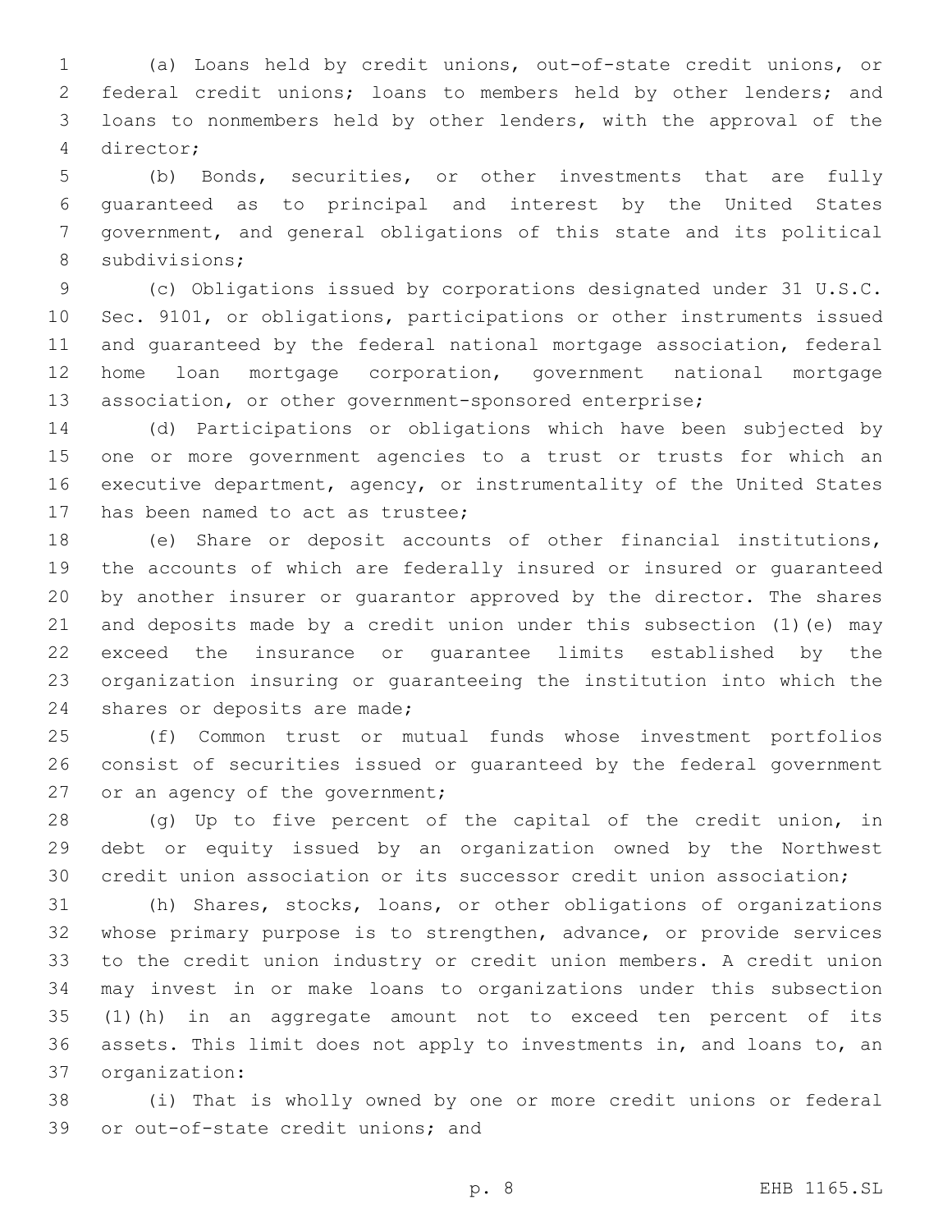(a) Loans held by credit unions, out-of-state credit unions, or federal credit unions; loans to members held by other lenders; and loans to nonmembers held by other lenders, with the approval of the director;

(b) Bonds, securities, or other investments that are fully guaranteed as to principal and interest by the United States government, and general obligations of this state and its political subdivisions;

(c) Obligations issued by corporations designated under 31 U.S.C. Sec. 9101, or obligations, participations or other instruments issued and guaranteed by the federal national mortgage association, federal home loan mortgage corporation, government national mortgage association, or other government-sponsored enterprise;

(d) Participations or obligations which have been subjected by one or more government agencies to a trust or trusts for which an executive department, agency, or instrumentality of the United States has been named to act as trustee;

(e) Share or deposit accounts of other financial institutions, the accounts of which are federally insured or insured or guaranteed by another insurer or guarantor approved by the director. The shares and deposits made by a credit union under this subsection (1)(e) may exceed the insurance or guarantee limits established by the organization insuring or guaranteeing the institution into which the shares or deposits are made;

(f) Common trust or mutual funds whose investment portfolios consist of securities issued or guaranteed by the federal government or an agency of the government;

(g) Up to five percent of the capital of the credit union, in debt or equity issued by an organization owned by the Northwest credit union association or its successor credit union association;

(h) Shares, stocks, loans, or other obligations of organizations whose primary purpose is to strengthen, advance, or provide services to the credit union industry or credit union members. A credit union may invest in or make loans to organizations under this subsection (1)(h) in an aggregate amount not to exceed ten percent of its assets. This limit does not apply to investments in, and loans to, an organization:

(i) That is wholly owned by one or more credit unions or federal or out-of-state credit unions; and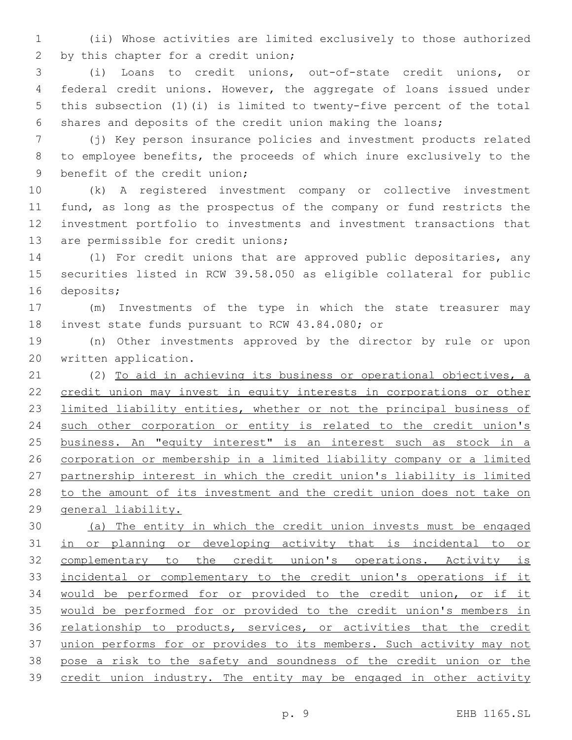(ii) Whose activities are limited exclusively to those authorized by this chapter for a credit union;

(i) Loans to credit unions, out-of-state credit unions, or federal credit unions. However, the aggregate of loans issued under this subsection (1)(i) is limited to twenty-five percent of the total shares and deposits of the credit union making the loans;

(j) Key person insurance policies and investment products related to employee benefits, the proceeds of which inure exclusively to the benefit of the credit union;

(k) A registered investment company or collective investment fund, as long as the prospectus of the company or fund restricts the investment portfolio to investments and investment transactions that are permissible for credit unions;

(l) For credit unions that are approved public depositaries, any securities listed in RCW 39.58.050 as eligible collateral for public deposits;

(m) Investments of the type in which the state treasurer may invest state funds pursuant to RCW 43.84.080; or

(n) Other investments approved by the director by rule or upon written application.

(2) <u>To aid in achieving its business or operational objectives, a credit union may invest in equity interests in corporations or other limited liability entities, whether or not the principal business of such other corporation or entity is related to the credit union's business. An "equity interest" is an interest such as stock in a corporation or membership in a limited liability company or a limited partnership interest in which the credit union's liability is limited to the amount of its investment and the credit union does not take on general liability.</u>

<u>(a) The entity in which the credit union invests must be engaged in or planning or developing activity that is incidental to or complementary to the credit union's operations. Activity is incidental or complementary to the credit union's operations if it would be performed for or provided to the credit union, or if it would be performed for or provided to the credit union's members in relationship to products, services, or activities that the credit union performs for or provides to its members. Such activity may not pose a risk to the safety and soundness of the credit union or the credit union industry. The entity may be engaged in other activity</u>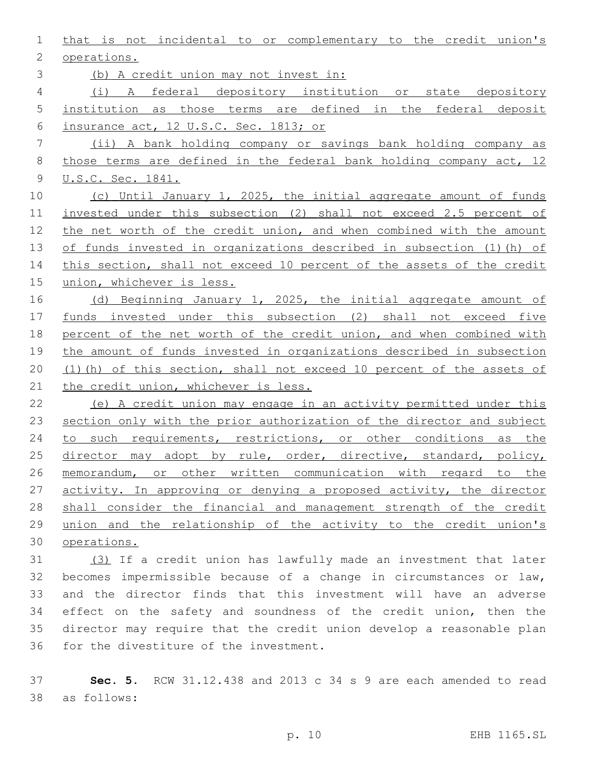that is not incidental to or complementary to the credit union's operations.

(b) A credit union may not invest in:

(i) A federal depository institution or state depository institution as those terms are defined in the federal deposit insurance act, 12 U.S.C. Sec. 1813; or

(ii) A bank holding company or savings bank holding company as those terms are defined in the federal bank holding company act, 12 U.S.C. Sec. 1841.

(c) Until January 1, 2025, the initial aggregate amount of funds invested under this subsection (2) shall not exceed 2.5 percent of the net worth of the credit union, and when combined with the amount of funds invested in organizations described in subsection (1)(h) of this section, shall not exceed 10 percent of the assets of the credit union, whichever is less.

(d) Beginning January 1, 2025, the initial aggregate amount of funds invested under this subsection (2) shall not exceed five percent of the net worth of the credit union, and when combined with the amount of funds invested in organizations described in subsection (1)(h) of this section, shall not exceed 10 percent of the assets of the credit union, whichever is less.

(e) A credit union may engage in an activity permitted under this section only with the prior authorization of the director and subject to such requirements, restrictions, or other conditions as the director may adopt by rule, order, directive, standard, policy, memorandum, or other written communication with regard to the activity. In approving or denying a proposed activity, the director shall consider the financial and management strength of the credit union and the relationship of the activity to the credit union's operations.

(3) If a credit union has lawfully made an investment that later becomes impermissible because of a change in circumstances or law, and the director finds that this investment will have an adverse effect on the safety and soundness of the credit union, then the director may require that the credit union develop a reasonable plan for the divestiture of the investment.

**Sec. 5.** RCW 31.12.438 and 2013 c 34 s 9 are each amended to read as follows: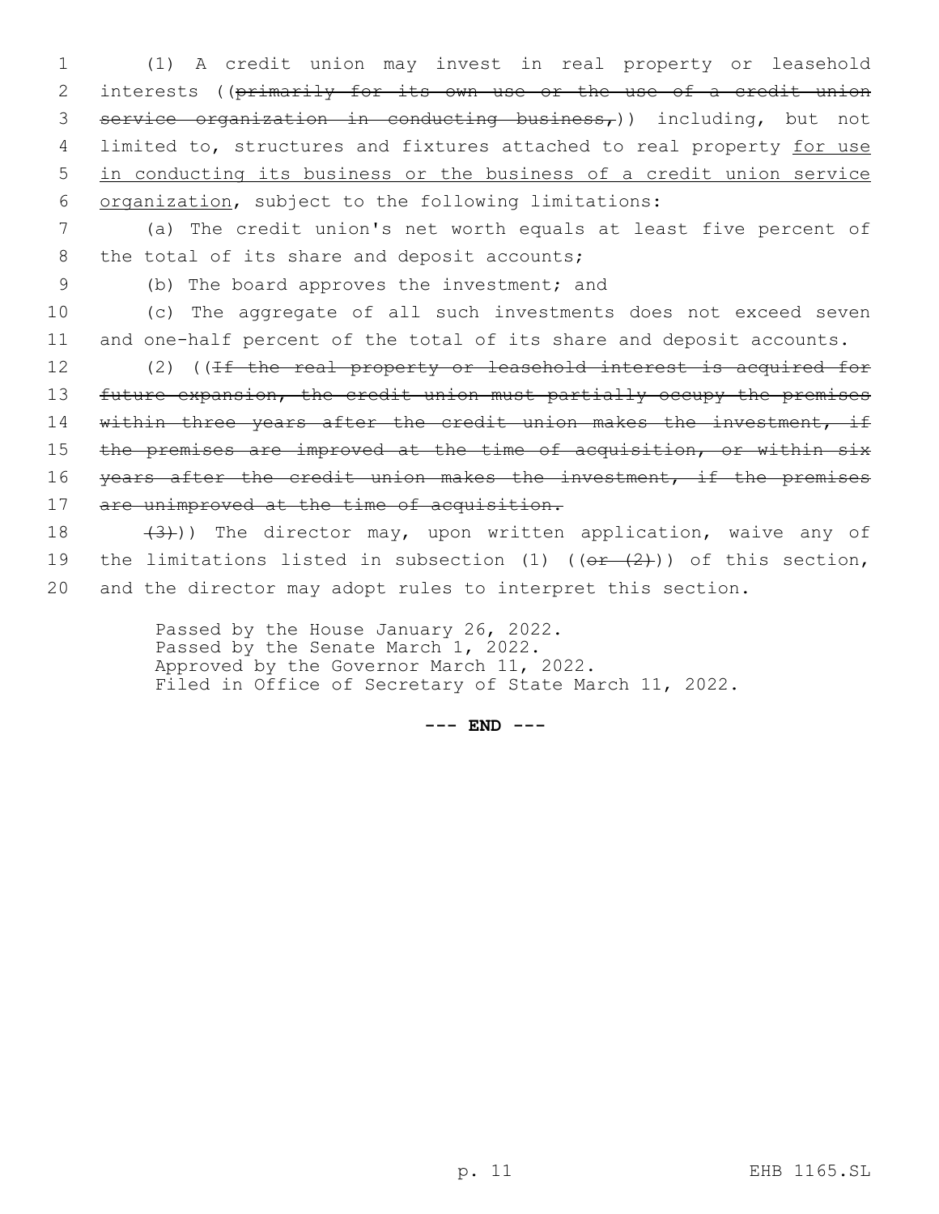(1) A credit union may invest in real property or leasehold interests ((~~primarily for its own use or the use of a credit union service organization in conducting business,~~)) including, but not limited to, structures and fixtures attached to real property <u>for use in conducting its business or the business of a credit union service organization</u>, subject to the following limitations:

(a) The credit union's net worth equals at least five percent of the total of its share and deposit accounts;

(b) The board approves the investment; and

(c) The aggregate of all such investments does not exceed seven and one-half percent of the total of its share and deposit accounts.

(2) ((~~If the real property or leasehold interest is acquired for future expansion, the credit union must partially occupy the premises within three years after the credit union makes the investment, if the premises are improved at the time of acquisition, or within six years after the credit union makes the investment, if the premises are unimproved at the time of acquisition.~~

~~(3)~~)) The director may, upon written application, waive any of the limitations listed in subsection (1) ((~~or (2)~~)) of this section, and the director may adopt rules to interpret this section.

Passed by the House January 26, 2022.
Passed by the Senate March 1, 2022.
Approved by the Governor March 11, 2022.
Filed in Office of Secretary of State March 11, 2022.

**--- END ---**